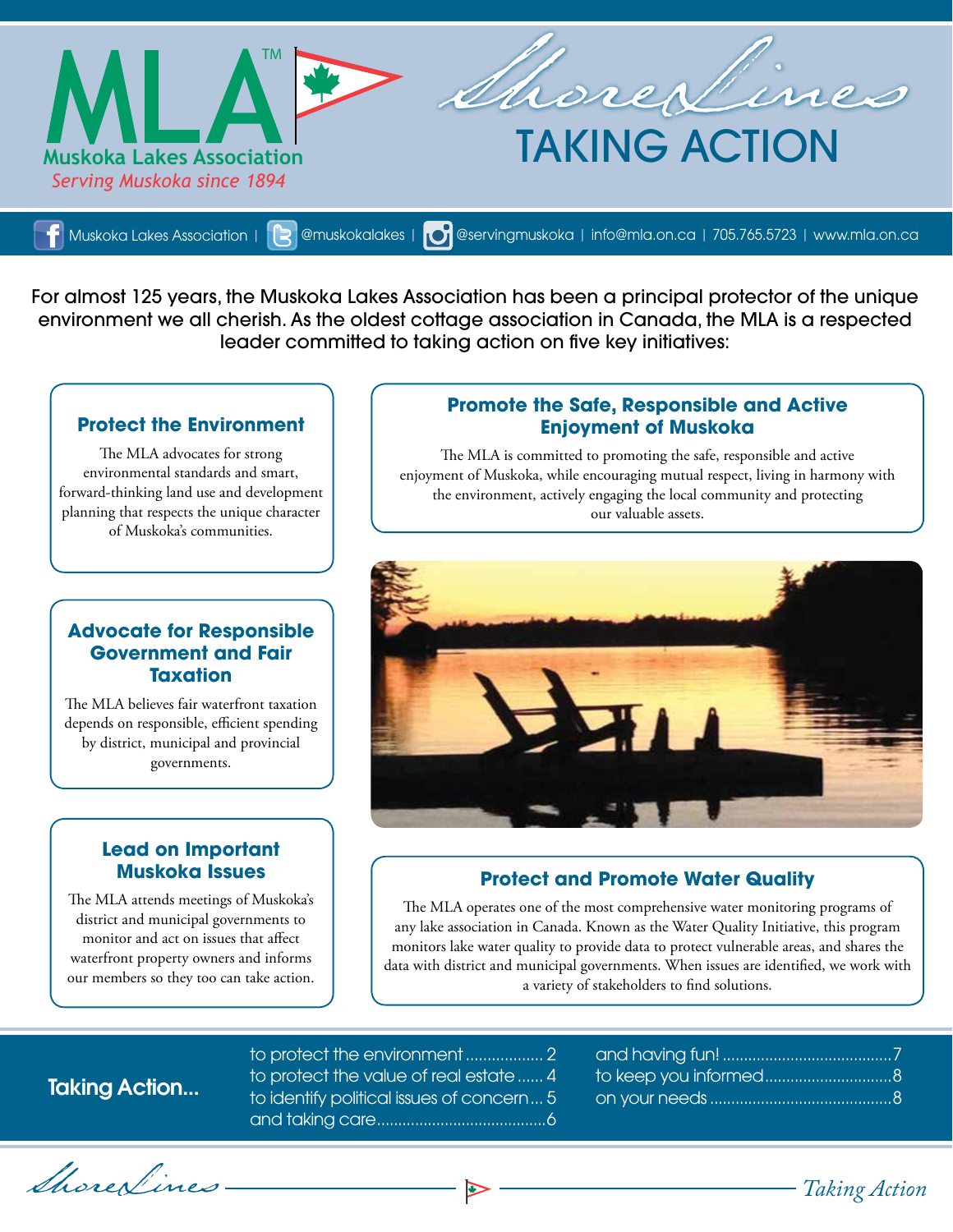# MLA™ Muskoka Lakes Association

*Serving Muskoka since 1894*

# ShoreLines

## TAKING ACTION

Muskoka Lakes Association | @muskokalakes | @servingmuskoka | info@mla.on.ca | 705.765.5723 | www.mla.on.ca

For almost 125 years, the Muskoka Lakes Association has been a principal protector of the unique environment we all cherish. As the oldest cottage association in Canada, the MLA is a respected leader committed to taking action on five key initiatives:

### Protect the Environment

The MLA advocates for strong environmental standards and smart, forward-thinking land use and development planning that respects the unique character of Muskoka's communities.

### Advocate for Responsible Government and Fair Taxation

The MLA believes fair waterfront taxation depends on responsible, efficient spending by district, municipal and provincial governments.

### Lead on Important Muskoka Issues

The MLA attends meetings of Muskoka's district and municipal governments to monitor and act on issues that affect waterfront property owners and informs our members so they too can take action.

### Promote the Safe, Responsible and Active Enjoyment of Muskoka

The MLA is committed to promoting the safe, responsible and active enjoyment of Muskoka, while encouraging mutual respect, living in harmony with the environment, actively engaging the local community and protecting our valuable assets.

### Protect and Promote Water Quality

The MLA operates one of the most comprehensive water monitoring programs of any lake association in Canada. Known as the Water Quality Initiative, this program monitors lake water quality to provide data to protect vulnerable areas, and shares the data with district and municipal governments. When issues are identified, we work with a variety of stakeholders to find solutions.

## Taking Action...

- to protect the environment .................. 2
- to protect the value of real estate ...... 4
- to identify political issues of concern ... 5
- and taking care ....................................... 6
- and having fun! ....................................... 7
- to keep you informed ............................. 8
- on your needs .......................................... 8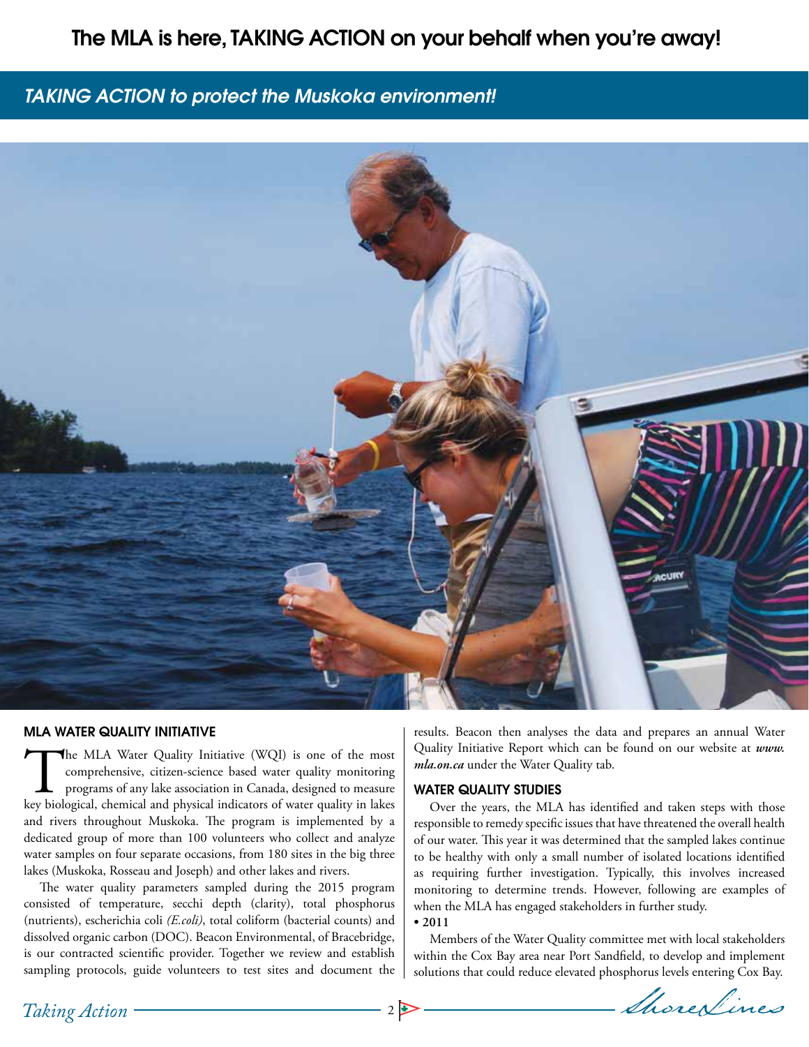# The MLA is here, TAKING ACTION on your behalf when you're away!

## *TAKING ACTION to protect the Muskoka environment!*

### MLA WATER QUALITY INITIATIVE

The MLA Water Quality Initiative (WQI) is one of the most comprehensive, citizen-science based water quality monitoring programs of any lake association in Canada, designed to measure key biological, chemical and physical indicators of water quality in lakes and rivers throughout Muskoka. The program is implemented by a dedicated group of more than 100 volunteers who collect and analyze water samples on four separate occasions, from 180 sites in the big three lakes (Muskoka, Rosseau and Joseph) and other lakes and rivers.

The water quality parameters sampled during the 2015 program consisted of temperature, secchi depth (clarity), total phosphorus (nutrients), escherichia coli *(E.coli)*, total coliform (bacterial counts) and dissolved organic carbon (DOC). Beacon Environmental, of Bracebridge, is our contracted scientific provider. Together we review and establish sampling protocols, guide volunteers to test sites and document the results. Beacon then analyses the data and prepares an annual Water Quality Initiative Report which can be found on our website at ***www.mla.on.ca*** under the Water Quality tab.

### WATER QUALITY STUDIES

Over the years, the MLA has identified and taken steps with those responsible to remedy specific issues that have threatened the overall health of our water. This year it was determined that the sampled lakes continue to be healthy with only a small number of isolated locations identified as requiring further investigation. Typically, this involves increased monitoring to determine trends. However, following are examples of when the MLA has engaged stakeholders in further study.

- **2011**

Members of the Water Quality committee met with local stakeholders within the Cox Bay area near Port Sandfield, to develop and implement solutions that could reduce elevated phosphorus levels entering Cox Bay.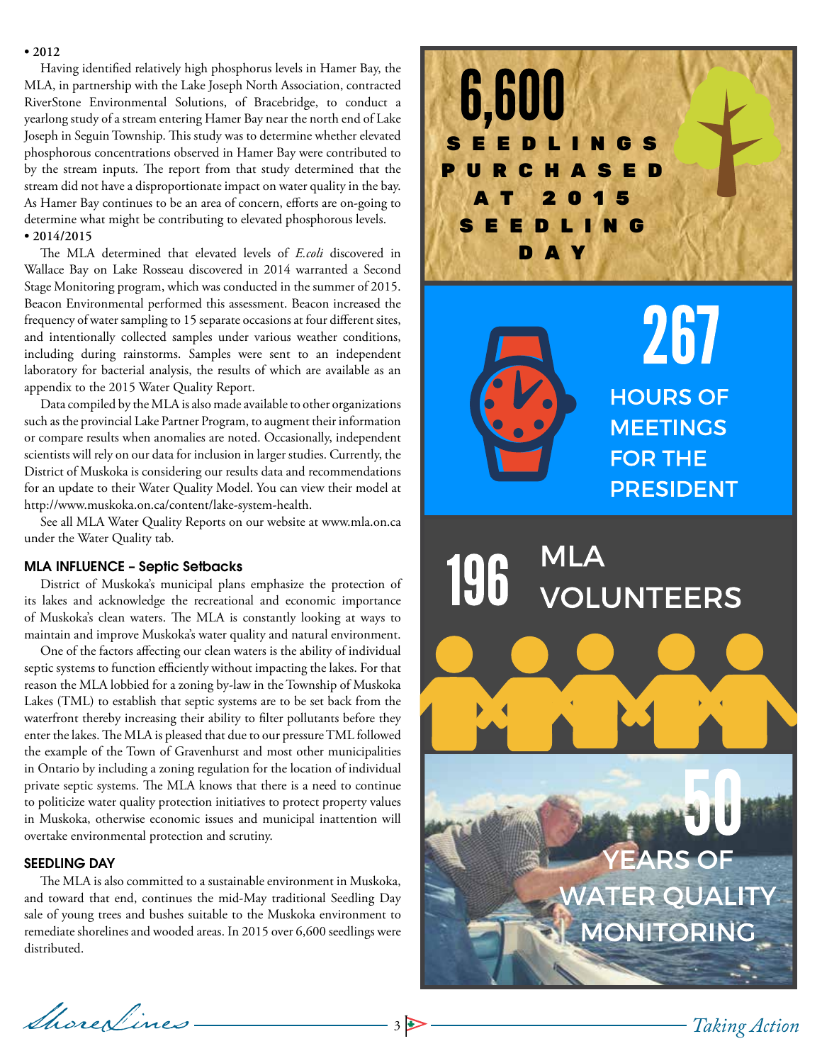**• 2012**

Having identified relatively high phosphorus levels in Hamer Bay, the MLA, in partnership with the Lake Joseph North Association, contracted RiverStone Environmental Solutions, of Bracebridge, to conduct a yearlong study of a stream entering Hamer Bay near the north end of Lake Joseph in Seguin Township. This study was to determine whether elevated phosphorous concentrations observed in Hamer Bay were contributed to by the stream inputs. The report from that study determined that the stream did not have a disproportionate impact on water quality in the bay. As Hamer Bay continues to be an area of concern, efforts are on-going to determine what might be contributing to elevated phosphorous levels.

**• 2014/2015**

The MLA determined that elevated levels of *E.coli* discovered in Wallace Bay on Lake Rosseau discovered in 2014 warranted a Second Stage Monitoring program, which was conducted in the summer of 2015. Beacon Environmental performed this assessment. Beacon increased the frequency of water sampling to 15 separate occasions at four different sites, and intentionally collected samples under various weather conditions, including during rainstorms. Samples were sent to an independent laboratory for bacterial analysis, the results of which are available as an appendix to the 2015 Water Quality Report.

Data compiled by the MLA is also made available to other organizations such as the provincial Lake Partner Program, to augment their information or compare results when anomalies are noted. Occasionally, independent scientists will rely on our data for inclusion in larger studies. Currently, the District of Muskoka is considering our results data and recommendations for an update to their Water Quality Model. You can view their model at http://www.muskoka.on.ca/content/lake-system-health.

See all MLA Water Quality Reports on our website at www.mla.on.ca under the Water Quality tab.

### MLA INFLUENCE – Septic Setbacks

District of Muskoka's municipal plans emphasize the protection of its lakes and acknowledge the recreational and economic importance of Muskoka's clean waters. The MLA is constantly looking at ways to maintain and improve Muskoka's water quality and natural environment.

One of the factors affecting our clean waters is the ability of individual septic systems to function efficiently without impacting the lakes. For that reason the MLA lobbied for a zoning by-law in the Township of Muskoka Lakes (TML) to establish that septic systems are to be set back from the waterfront thereby increasing their ability to filter pollutants before they enter the lakes. The MLA is pleased that due to our pressure TML followed the example of the Town of Gravenhurst and most other municipalities in Ontario by including a zoning regulation for the location of individual private septic systems. The MLA knows that there is a need to continue to politicize water quality protection initiatives to protect property values in Muskoka, otherwise economic issues and municipal inattention will overtake environmental protection and scrutiny.

### SEEDLING DAY

The MLA is also committed to a sustainable environment in Muskoka, and toward that end, continues the mid-May traditional Seedling Day sale of young trees and bushes suitable to the Muskoka environment to remediate shorelines and wooded areas. In 2015 over 6,600 seedlings were distributed.

**6,600** SEEDLINGS PURCHASED AT 2015 SEEDLING DAY

**267** HOURS OF MEETINGS FOR THE PRESIDENT

**196** MLA VOLUNTEERS

**50** YEARS OF WATER QUALITY MONITORING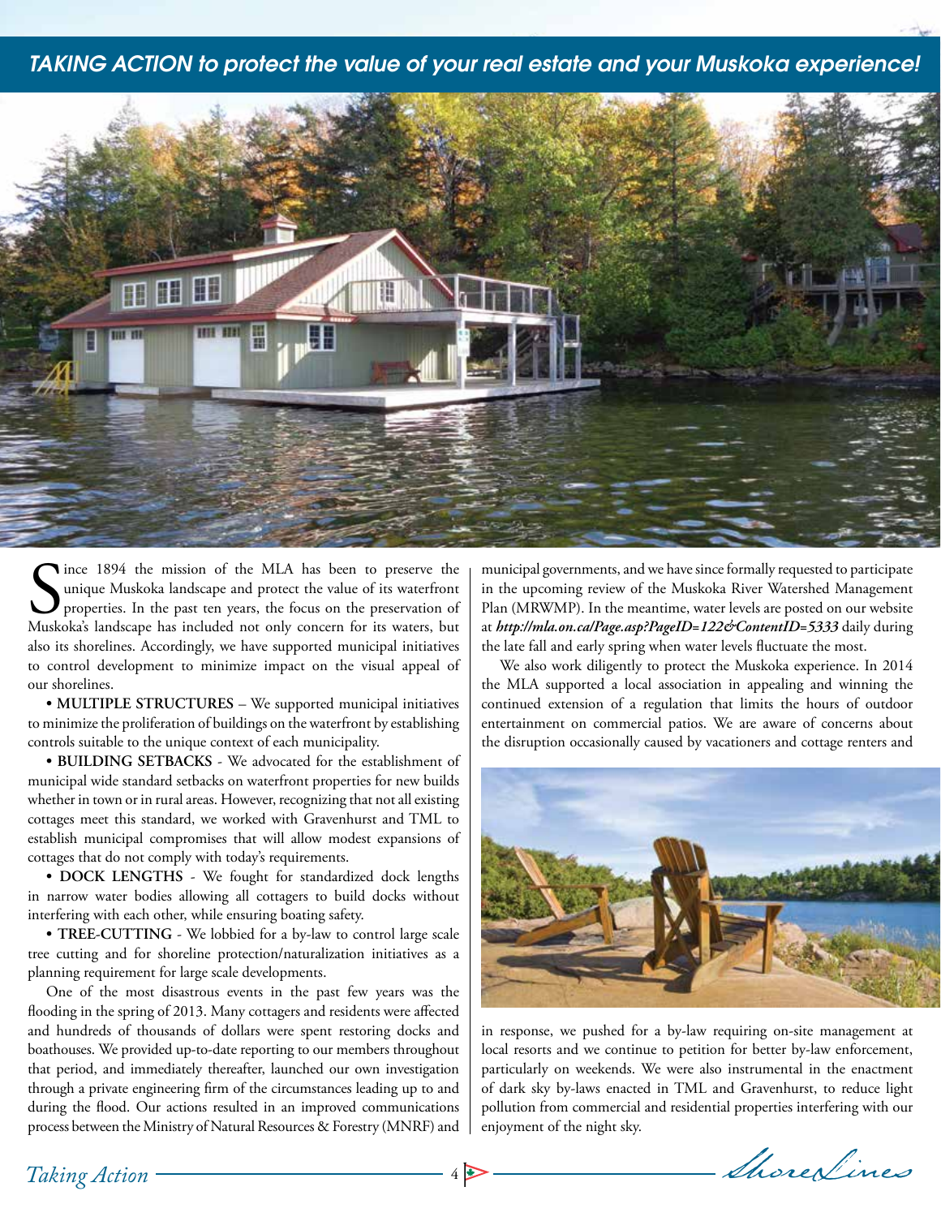## *TAKING ACTION to protect the value of your real estate and your Muskoka experience!*

Since 1894 the mission of the MLA has been to preserve the unique Muskoka landscape and protect the value of its waterfront properties. In the past ten years, the focus on the preservation of Muskoka's landscape has included not only concern for its waters, but also its shorelines. Accordingly, we have supported municipal initiatives to control development to minimize impact on the visual appeal of our shorelines.

- **MULTIPLE STRUCTURES** – We supported municipal initiatives to minimize the proliferation of buildings on the waterfront by establishing controls suitable to the unique context of each municipality.
- **BUILDING SETBACKS** - We advocated for the establishment of municipal wide standard setbacks on waterfront properties for new builds whether in town or in rural areas. However, recognizing that not all existing cottages meet this standard, we worked with Gravenhurst and TML to establish municipal compromises that will allow modest expansions of cottages that do not comply with today's requirements.
- **DOCK LENGTHS** - We fought for standardized dock lengths in narrow water bodies allowing all cottagers to build docks without interfering with each other, while ensuring boating safety.
- **TREE-CUTTING** - We lobbied for a by-law to control large scale tree cutting and for shoreline protection/naturalization initiatives as a planning requirement for large scale developments.

One of the most disastrous events in the past few years was the flooding in the spring of 2013. Many cottagers and residents were affected and hundreds of thousands of dollars were spent restoring docks and boathouses. We provided up-to-date reporting to our members throughout that period, and immediately thereafter, launched our own investigation through a private engineering firm of the circumstances leading up to and during the flood. Our actions resulted in an improved communications process between the Ministry of Natural Resources & Forestry (MNRF) and municipal governments, and we have since formally requested to participate in the upcoming review of the Muskoka River Watershed Management Plan (MRWMP). In the meantime, water levels are posted on our website at ***http://mla.on.ca/Page.asp?PageID=122&ContentID=5333*** daily during the late fall and early spring when water levels fluctuate the most.

We also work diligently to protect the Muskoka experience. In 2014 the MLA supported a local association in appealing and winning the continued extension of a regulation that limits the hours of outdoor entertainment on commercial patios. We are aware of concerns about the disruption occasionally caused by vacationers and cottage renters and in response, we pushed for a by-law requiring on-site management at local resorts and we continue to petition for better by-law enforcement, particularly on weekends. We were also instrumental in the enactment of dark sky by-laws enacted in TML and Gravenhurst, to reduce light pollution from commercial and residential properties interfering with our enjoyment of the night sky.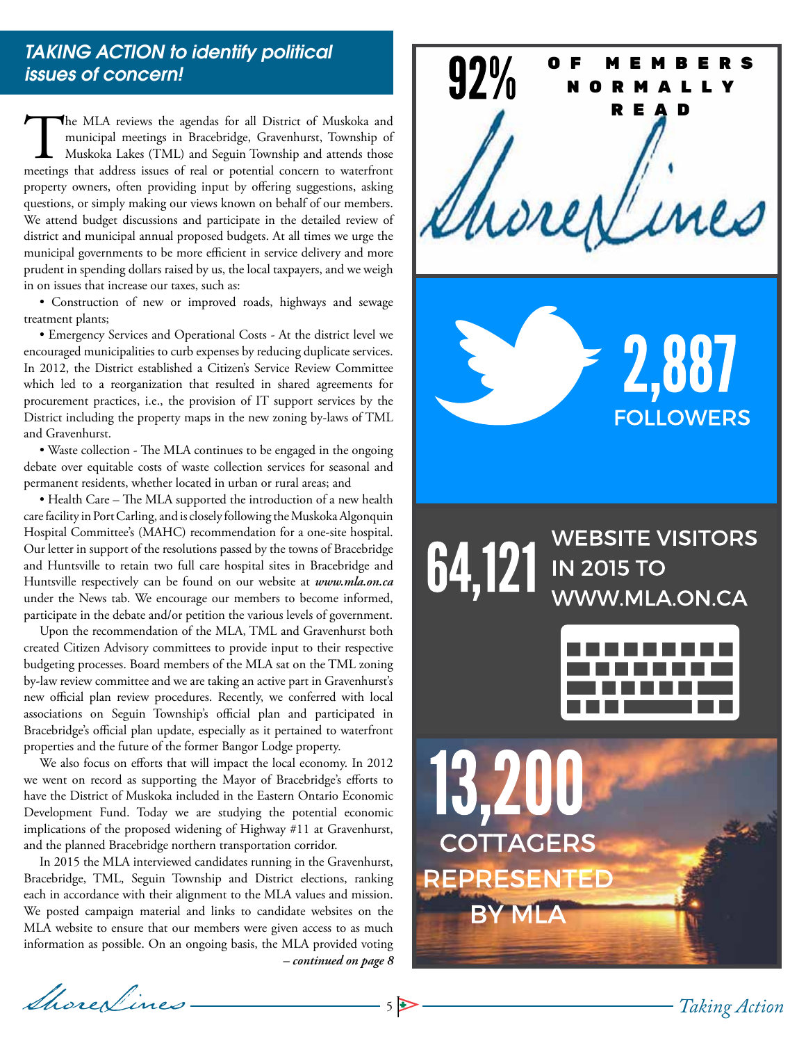## TAKING ACTION to identify political issues of concern!

The MLA reviews the agendas for all District of Muskoka and municipal meetings in Bracebridge, Gravenhurst, Township of Muskoka Lakes (TML) and Seguin Township and attends those meetings that address issues of real or potential concern to waterfront property owners, often providing input by offering suggestions, asking questions, or simply making our views known on behalf of our members. We attend budget discussions and participate in the detailed review of district and municipal annual proposed budgets. At all times we urge the municipal governments to be more efficient in service delivery and more prudent in spending dollars raised by us, the local taxpayers, and we weigh in on issues that increase our taxes, such as:

- Construction of new or improved roads, highways and sewage treatment plants;
- Emergency Services and Operational Costs - At the district level we encouraged municipalities to curb expenses by reducing duplicate services. In 2012, the District established a Citizen's Service Review Committee which led to a reorganization that resulted in shared agreements for procurement practices, i.e., the provision of IT support services by the District including the property maps in the new zoning by-laws of TML and Gravenhurst.
- Waste collection - The MLA continues to be engaged in the ongoing debate over equitable costs of waste collection services for seasonal and permanent residents, whether located in urban or rural areas; and
- Health Care – The MLA supported the introduction of a new health care facility in Port Carling, and is closely following the Muskoka Algonquin Hospital Committee's (MAHC) recommendation for a one-site hospital. Our letter in support of the resolutions passed by the towns of Bracebridge and Huntsville to retain two full care hospital sites in Bracebridge and Huntsville respectively can be found on our website at ***www.mla.on.ca*** under the News tab. We encourage our members to become informed, participate in the debate and/or petition the various levels of government.

Upon the recommendation of the MLA, TML and Gravenhurst both created Citizen Advisory committees to provide input to their respective budgeting processes. Board members of the MLA sat on the TML zoning by-law review committee and we are taking an active part in Gravenhurst's new official plan review procedures. Recently, we conferred with local associations on Seguin Township's official plan and participated in Bracebridge's official plan update, especially as it pertained to waterfront properties and the future of the former Bangor Lodge property.

We also focus on efforts that will impact the local economy. In 2012 we went on record as supporting the Mayor of Bracebridge's efforts to have the District of Muskoka included in the Eastern Ontario Economic Development Fund. Today we are studying the potential economic implications of the proposed widening of Highway #11 at Gravenhurst, and the planned Bracebridge northern transportation corridor.

In 2015 the MLA interviewed candidates running in the Gravenhurst, Bracebridge, TML, Seguin Township and District elections, ranking each in accordance with their alignment to the MLA values and mission. We posted campaign material and links to candidate websites on the MLA website to ensure that our members were given access to as much information as possible. On an ongoing basis, the MLA provided voting

*– continued on page 8*

**92%** OF MEMBERS NORMALLY READ ShoreLines

**2,887** FOLLOWERS

**64,121** WEBSITE VISITORS IN 2015 TO WWW.MLA.ON.CA

**13,200** COTTAGERS REPRESENTED BY MLA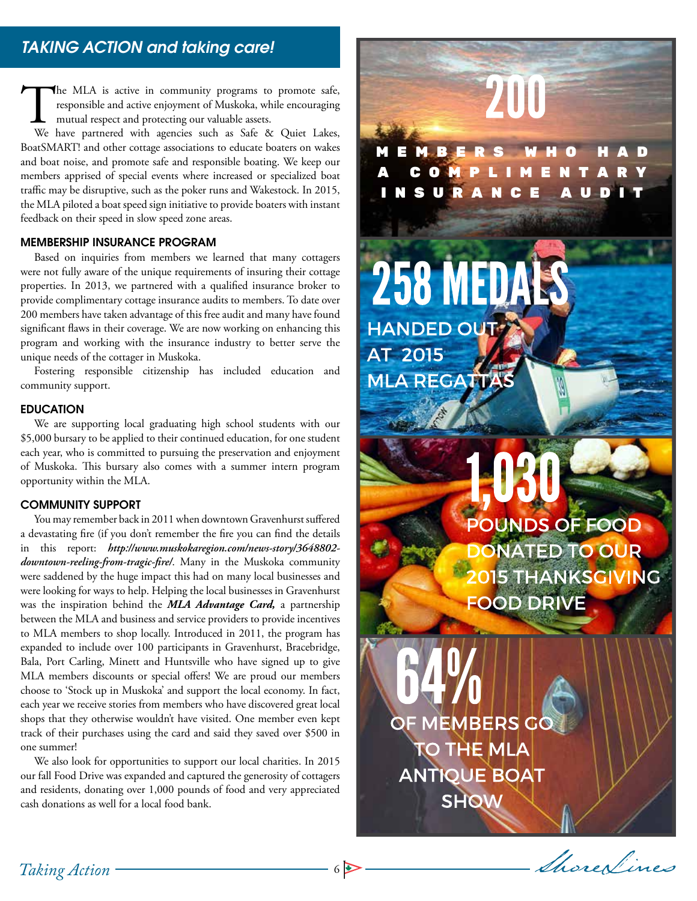## TAKING ACTION and taking care!

The MLA is active in community programs to promote safe, responsible and active enjoyment of Muskoka, while encouraging mutual respect and protecting our valuable assets.

We have partnered with agencies such as Safe & Quiet Lakes, BoatSMART! and other cottage associations to educate boaters on wakes and boat noise, and promote safe and responsible boating. We keep our members apprised of special events where increased or specialized boat traffic may be disruptive, such as the poker runs and Wakestock. In 2015, the MLA piloted a boat speed sign initiative to provide boaters with instant feedback on their speed in slow speed zone areas.

### MEMBERSHIP INSURANCE PROGRAM

Based on inquiries from members we learned that many cottagers were not fully aware of the unique requirements of insuring their cottage properties. In 2013, we partnered with a qualified insurance broker to provide complimentary cottage insurance audits to members. To date over 200 members have taken advantage of this free audit and many have found significant flaws in their coverage. We are now working on enhancing this program and working with the insurance industry to better serve the unique needs of the cottager in Muskoka.

Fostering responsible citizenship has included education and community support.

### EDUCATION

We are supporting local graduating high school students with our $5,000 bursary to be applied to their continued education, for one student each year, who is committed to pursuing the preservation and enjoyment of Muskoka. This bursary also comes with a summer intern program opportunity within the MLA.

### COMMUNITY SUPPORT

You may remember back in 2011 when downtown Gravenhurst suffered a devastating fire (if you don't remember the fire you can find the details in this report: ***http://www.muskokaregion.com/news-story/3648802-downtown-reeling-from-tragic-fire/***. Many in the Muskoka community were saddened by the huge impact this had on many local businesses and were looking for ways to help. Helping the local businesses in Gravenhurst was the inspiration behind the ***MLA Advantage Card,*** a partnership between the MLA and business and service providers to provide incentives to MLA members to shop locally. Introduced in 2011, the program has expanded to include over 100 participants in Gravenhurst, Bracebridge, Bala, Port Carling, Minett and Huntsville who have signed up to give MLA members discounts or special offers! We are proud our members choose to 'Stock up in Muskoka' and support the local economy. In fact, each year we receive stories from members who have discovered great local shops that they otherwise wouldn't have visited. One member even kept track of their purchases using the card and said they saved over $500 in one summer!

We also look for opportunities to support our local charities. In 2015 our fall Food Drive was expanded and captured the generosity of cottagers and residents, donating over 1,000 pounds of food and very appreciated cash donations as well for a local food bank.

**200**
MEMBERS WHO HAD A COMPLIMENTARY INSURANCE AUDIT

**258 MEDALS**
HANDED OUT AT 2015 MLA REGATTAS

**1,030**
POUNDS OF FOOD DONATED TO OUR 2015 THANKSGIVING FOOD DRIVE

**64%**
OF MEMBERS GO TO THE MLA ANTIQUE BOAT SHOW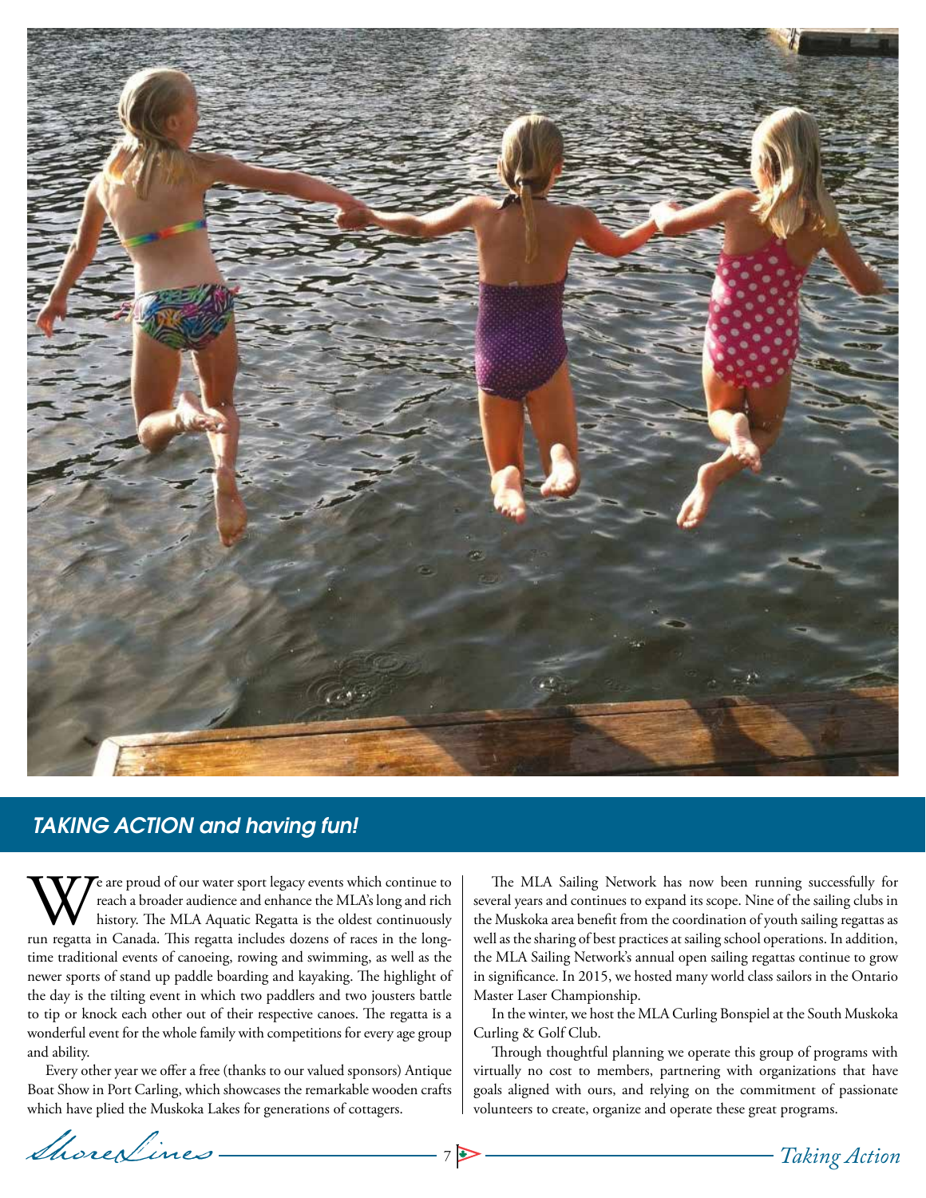## TAKING ACTION and having fun!

We are proud of our water sport legacy events which continue to reach a broader audience and enhance the MLA's long and rich history. The MLA Aquatic Regatta is the oldest continuously run regatta in Canada. This regatta includes dozens of races in the long-time traditional events of canoeing, rowing and swimming, as well as the newer sports of stand up paddle boarding and kayaking. The highlight of the day is the tilting event in which two paddlers and two jousters battle to tip or knock each other out of their respective canoes. The regatta is a wonderful event for the whole family with competitions for every age group and ability.

Every other year we offer a free (thanks to our valued sponsors) Antique Boat Show in Port Carling, which showcases the remarkable wooden crafts which have plied the Muskoka Lakes for generations of cottagers.

The MLA Sailing Network has now been running successfully for several years and continues to expand its scope. Nine of the sailing clubs in the Muskoka area benefit from the coordination of youth sailing regattas as well as the sharing of best practices at sailing school operations. In addition, the MLA Sailing Network's annual open sailing regattas continue to grow in significance. In 2015, we hosted many world class sailors in the Ontario Master Laser Championship.

In the winter, we host the MLA Curling Bonspiel at the South Muskoka Curling & Golf Club.

Through thoughtful planning we operate this group of programs with virtually no cost to members, partnering with organizations that have goals aligned with ours, and relying on the commitment of passionate volunteers to create, organize and operate these great programs.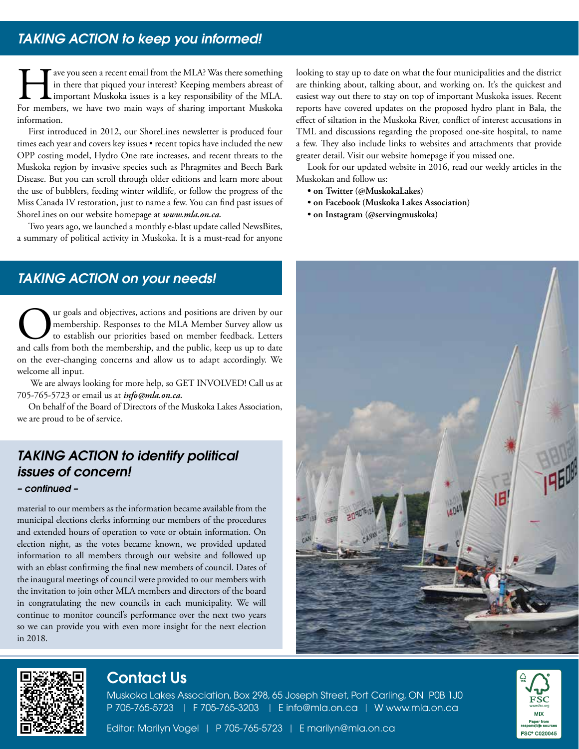## TAKING ACTION to keep you informed!

Have you seen a recent email from the MLA? Was there something in there that piqued your interest? Keeping members abreast of important Muskoka issues is a key responsibility of the MLA. For members, we have two main ways of sharing important Muskoka information.

First introduced in 2012, our ShoreLines newsletter is produced four times each year and covers key issues • recent topics have included the new OPP costing model, Hydro One rate increases, and recent threats to the Muskoka region by invasive species such as Phragmites and Beech Bark Disease. But you can scroll through older editions and learn more about the use of bubblers, feeding winter wildlife, or follow the progress of the Miss Canada IV restoration, just to name a few. You can find past issues of ShoreLines on our website homepage at ***www.mla.on.ca.***

Two years ago, we launched a monthly e-blast update called NewsBites, a summary of political activity in Muskoka. It is a must-read for anyone looking to stay up to date on what the four municipalities and the district are thinking about, talking about, and working on. It's the quickest and easiest way out there to stay on top of important Muskoka issues. Recent reports have covered updates on the proposed hydro plant in Bala, the effect of siltation in the Muskoka River, conflict of interest accusations in TML and discussions regarding the proposed one-site hospital, to name a few. They also include links to websites and attachments that provide greater detail. Visit our website homepage if you missed one.

Look for our updated website in 2016, read our weekly articles in the Muskokan and follow us:

- **on Twitter (@MuskokaLakes)**
- **on Facebook (Muskoka Lakes Association)**
- **on Instagram (@servingmuskoka)**

## TAKING ACTION on your needs!

Our goals and objectives, actions and positions are driven by our membership. Responses to the MLA Member Survey allow us to establish our priorities based on member feedback. Letters and calls from both the membership, and the public, keep us up to date on the ever-changing concerns and allow us to adapt accordingly. We welcome all input.

We are always looking for more help, so GET INVOLVED! Call us at 705-765-5723 or email us at ***info@mla.on.ca.***

On behalf of the Board of Directors of the Muskoka Lakes Association, we are proud to be of service.

## TAKING ACTION to identify political issues of concern!

*– continued –*

material to our members as the information became available from the municipal elections clerks informing our members of the procedures and extended hours of operation to vote or obtain information. On election night, as the votes became known, we provided updated information to all members through our website and followed up with an eblast confirming the final new members of council. Dates of the inaugural meetings of council were provided to our members with the invitation to join other MLA members and directors of the board in congratulating the new councils in each municipality. We will continue to monitor council's performance over the next two years so we can provide you with even more insight for the next election in 2018.

## Contact Us

Muskoka Lakes Association, Box 298, 65 Joseph Street, Port Carling, ON P0B 1J0
P 705-765-5723 | F 705-765-3203 | E info@mla.on.ca | W www.mla.on.ca

Editor: Marilyn Vogel | P 705-765-5723 | E marilyn@mla.on.ca

FSC www.fsc.org MIX Paper from responsible sources FSC® C020045